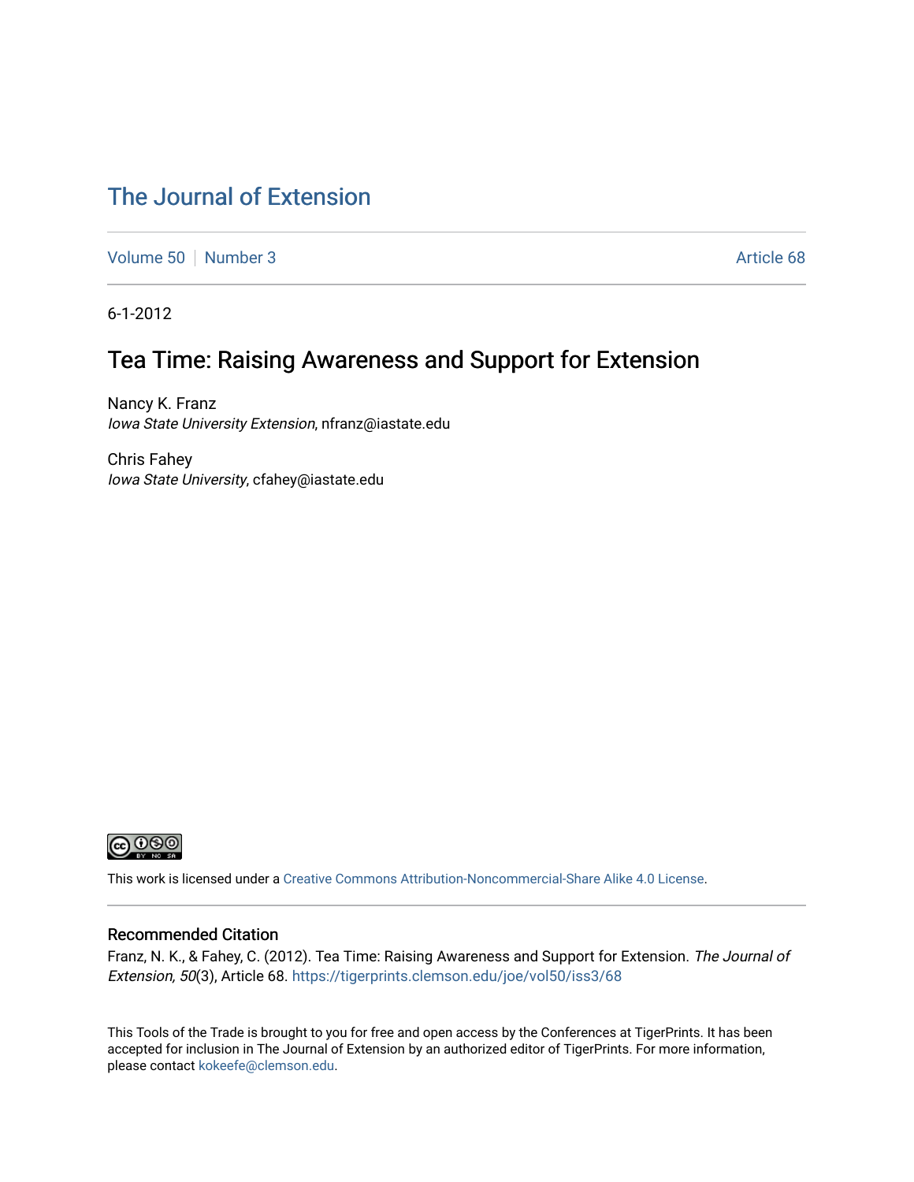# The Journal of Extension

Volume 50 | Number 3 | Article 68

6-1-2012

## Tea Time: Raising Awareness and Support for Extension

Nancy K. Franz
*Iowa State University Extension*, nfranz@iastate.edu

Chris Fahey
*Iowa State University*, cfahey@iastate.edu

This work is licensed under a Creative Commons Attribution-Noncommercial-Share Alike 4.0 License.

### Recommended Citation

Franz, N. K., & Fahey, C. (2012). Tea Time: Raising Awareness and Support for Extension. *The Journal of Extension, 50*(3), Article 68. https://tigerprints.clemson.edu/joe/vol50/iss3/68

This Tools of the Trade is brought to you for free and open access by the Conferences at TigerPrints. It has been accepted for inclusion in The Journal of Extension by an authorized editor of TigerPrints. For more information, please contact kokeefe@clemson.edu.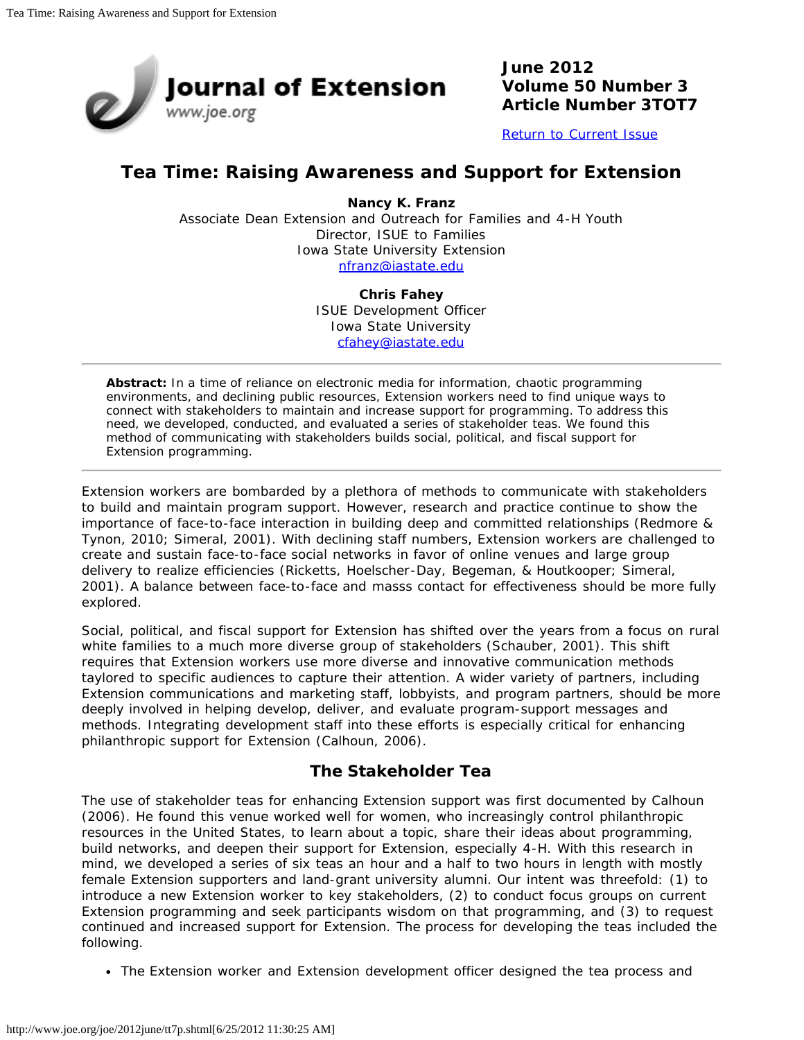June 2012
Volume 50 Number 3
Article Number 3TOT7

Return to Current Issue

# Tea Time: Raising Awareness and Support for Extension

**Nancy K. Franz**
Associate Dean Extension and Outreach for Families and 4-H Youth
Director, ISUE to Families
Iowa State University Extension
nfranz@iastate.edu

**Chris Fahey**
ISUE Development Officer
Iowa State University
cfahey@iastate.edu

**Abstract:** In a time of reliance on electronic media for information, chaotic programming environments, and declining public resources, Extension workers need to find unique ways to connect with stakeholders to maintain and increase support for programming. To address this need, we developed, conducted, and evaluated a series of stakeholder teas. We found this method of communicating with stakeholders builds social, political, and fiscal support for Extension programming.

---

Extension workers are bombarded by a plethora of methods to communicate with stakeholders to build and maintain program support. However, research and practice continue to show the importance of face-to-face interaction in building deep and committed relationships (Redmore & Tynon, 2010; Simeral, 2001). With declining staff numbers, Extension workers are challenged to create and sustain face-to-face social networks in favor of online venues and large group delivery to realize efficiencies (Ricketts, Hoelscher-Day, Begeman, & Houtkooper; Simeral, 2001). A balance between face-to-face and masss contact for effectiveness should be more fully explored.

Social, political, and fiscal support for Extension has shifted over the years from a focus on rural white families to a much more diverse group of stakeholders (Schauber, 2001). This shift requires that Extension workers use more diverse and innovative communication methods taylored to specific audiences to capture their attention. A wider variety of partners, including Extension communications and marketing staff, lobbyists, and program partners, should be more deeply involved in helping develop, deliver, and evaluate program-support messages and methods. Integrating development staff into these efforts is especially critical for enhancing philanthropic support for Extension (Calhoun, 2006).

## The Stakeholder Tea

The use of stakeholder teas for enhancing Extension support was first documented by Calhoun (2006). He found this venue worked well for women, who increasingly control philanthropic resources in the United States, to learn about a topic, share their ideas about programming, build networks, and deepen their support for Extension, especially 4-H. With this research in mind, we developed a series of six teas an hour and a half to two hours in length with mostly female Extension supporters and land-grant university alumni. Our intent was threefold: (1) to introduce a new Extension worker to key stakeholders, (2) to conduct focus groups on current Extension programming and seek participants wisdom on that programming, and (3) to request continued and increased support for Extension. The process for developing the teas included the following.

- The Extension worker and Extension development officer designed the tea process and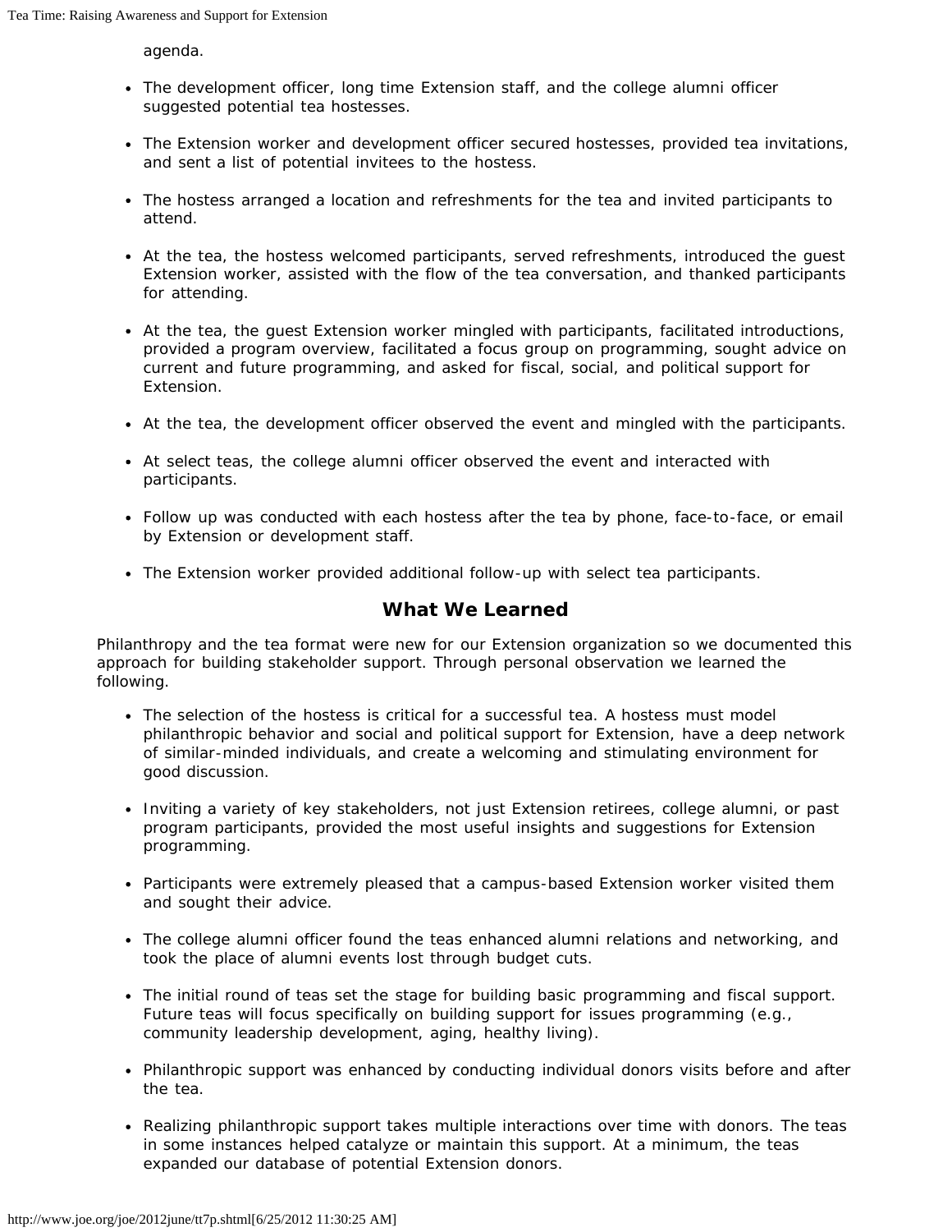agenda.

- The development officer, long time Extension staff, and the college alumni officer suggested potential tea hostesses.
- The Extension worker and development officer secured hostesses, provided tea invitations, and sent a list of potential invitees to the hostess.
- The hostess arranged a location and refreshments for the tea and invited participants to attend.
- At the tea, the hostess welcomed participants, served refreshments, introduced the guest Extension worker, assisted with the flow of the tea conversation, and thanked participants for attending.
- At the tea, the guest Extension worker mingled with participants, facilitated introductions, provided a program overview, facilitated a focus group on programming, sought advice on current and future programming, and asked for fiscal, social, and political support for Extension.
- At the tea, the development officer observed the event and mingled with the participants.
- At select teas, the college alumni officer observed the event and interacted with participants.
- Follow up was conducted with each hostess after the tea by phone, face-to-face, or email by Extension or development staff.
- The Extension worker provided additional follow-up with select tea participants.

## What We Learned

Philanthropy and the tea format were new for our Extension organization so we documented this approach for building stakeholder support. Through personal observation we learned the following.

- The selection of the hostess is critical for a successful tea. A hostess must model philanthropic behavior and social and political support for Extension, have a deep network of similar-minded individuals, and create a welcoming and stimulating environment for good discussion.
- Inviting a variety of key stakeholders, not just Extension retirees, college alumni, or past program participants, provided the most useful insights and suggestions for Extension programming.
- Participants were extremely pleased that a campus-based Extension worker visited them and sought their advice.
- The college alumni officer found the teas enhanced alumni relations and networking, and took the place of alumni events lost through budget cuts.
- The initial round of teas set the stage for building basic programming and fiscal support. Future teas will focus specifically on building support for issues programming (e.g., community leadership development, aging, healthy living).
- Philanthropic support was enhanced by conducting individual donors visits before and after the tea.
- Realizing philanthropic support takes multiple interactions over time with donors. The teas in some instances helped catalyze or maintain this support. At a minimum, the teas expanded our database of potential Extension donors.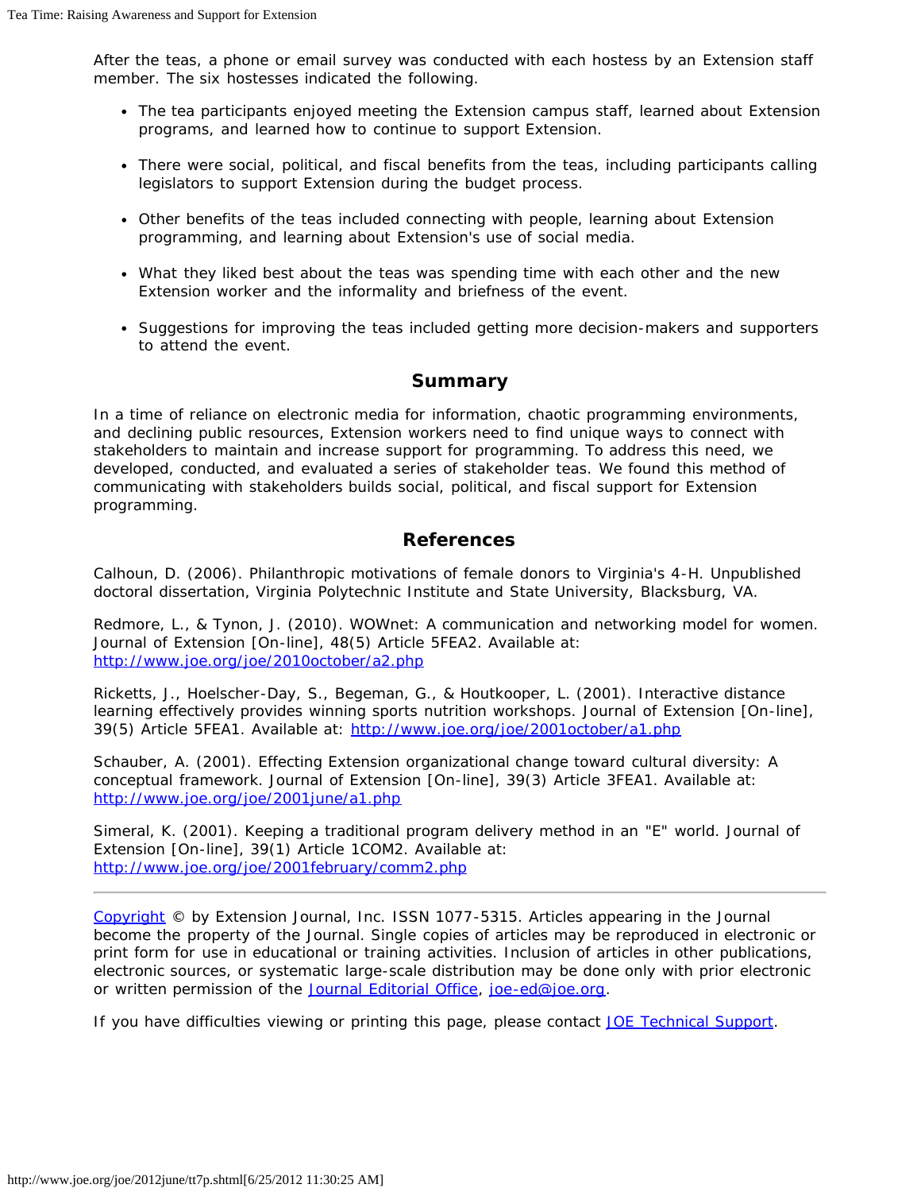After the teas, a phone or email survey was conducted with each hostess by an Extension staff member. The six hostesses indicated the following.

- The tea participants enjoyed meeting the Extension campus staff, learned about Extension programs, and learned how to continue to support Extension.
- There were social, political, and fiscal benefits from the teas, including participants calling legislators to support Extension during the budget process.
- Other benefits of the teas included connecting with people, learning about Extension programming, and learning about Extension's use of social media.
- What they liked best about the teas was spending time with each other and the new Extension worker and the informality and briefness of the event.
- Suggestions for improving the teas included getting more decision-makers and supporters to attend the event.

## Summary

In a time of reliance on electronic media for information, chaotic programming environments, and declining public resources, Extension workers need to find unique ways to connect with stakeholders to maintain and increase support for programming. To address this need, we developed, conducted, and evaluated a series of stakeholder teas. We found this method of communicating with stakeholders builds social, political, and fiscal support for Extension programming.

## References

Calhoun, D. (2006). Philanthropic motivations of female donors to Virginia's 4-H. Unpublished doctoral dissertation, Virginia Polytechnic Institute and State University, Blacksburg, VA.

Redmore, L., & Tynon, J. (2010). WOWnet: A communication and networking model for women. Journal of Extension [On-line], 48(5) Article 5FEA2. Available at: http://www.joe.org/joe/2010october/a2.php

Ricketts, J., Hoelscher-Day, S., Begeman, G., & Houtkooper, L. (2001). Interactive distance learning effectively provides winning sports nutrition workshops. Journal of Extension [On-line], 39(5) Article 5FEA1. Available at: http://www.joe.org/joe/2001october/a1.php

Schauber, A. (2001). Effecting Extension organizational change toward cultural diversity: A conceptual framework. Journal of Extension [On-line], 39(3) Article 3FEA1. Available at: http://www.joe.org/joe/2001june/a1.php

Simeral, K. (2001). Keeping a traditional program delivery method in an "E" world. Journal of Extension [On-line], 39(1) Article 1COM2. Available at: http://www.joe.org/joe/2001february/comm2.php

---

Copyright © by Extension Journal, Inc. ISSN 1077-5315. Articles appearing in the Journal become the property of the Journal. Single copies of articles may be reproduced in electronic or print form for use in educational or training activities. Inclusion of articles in other publications, electronic sources, or systematic large-scale distribution may be done only with prior electronic or written permission of the Journal Editorial Office, joe-ed@joe.org.

If you have difficulties viewing or printing this page, please contact JOE Technical Support.